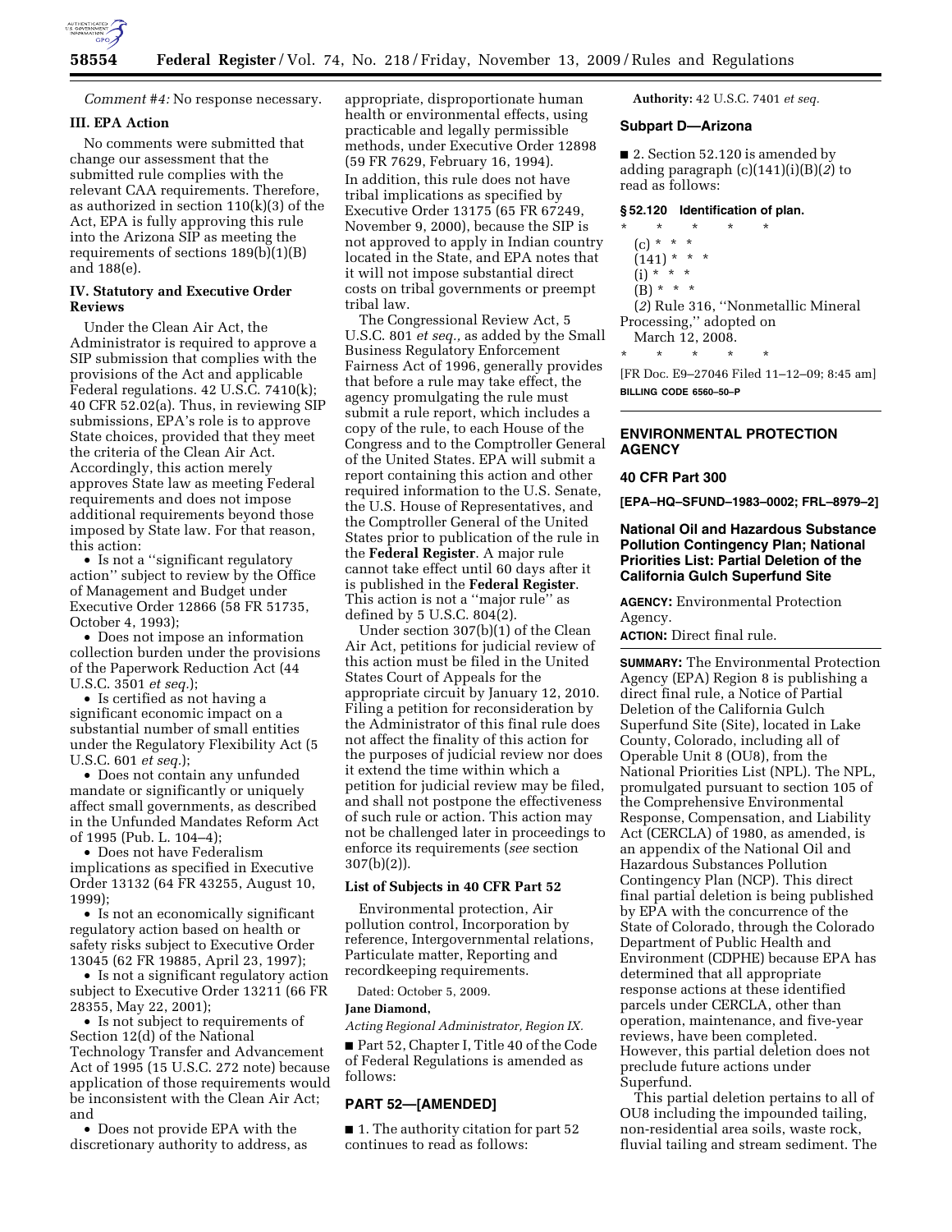*Comment #4:* No response necessary.

## III. EPA Action

No comments were submitted that change our assessment that the submitted rule complies with the relevant CAA requirements. Therefore, as authorized in section 110(k)(3) of the Act, EPA is fully approving this rule into the Arizona SIP as meeting the requirements of sections 189(b)(1)(B) and 188(e).

## IV. Statutory and Executive Order Reviews

Under the Clean Air Act, the Administrator is required to approve a SIP submission that complies with the provisions of the Act and applicable Federal regulations. 42 U.S.C. 7410(k); 40 CFR 52.02(a). Thus, in reviewing SIP submissions, EPA's role is to approve State choices, provided that they meet the criteria of the Clean Air Act. Accordingly, this action merely approves State law as meeting Federal requirements and does not impose additional requirements beyond those imposed by State law. For that reason, this action:

- Is not a ''significant regulatory action'' subject to review by the Office of Management and Budget under Executive Order 12866 (58 FR 51735, October 4, 1993);
- Does not impose an information collection burden under the provisions of the Paperwork Reduction Act (44 U.S.C. 3501 *et seq.*);
- Is certified as not having a significant economic impact on a substantial number of small entities under the Regulatory Flexibility Act (5 U.S.C. 601 *et seq.*);
- Does not contain any unfunded mandate or significantly or uniquely affect small governments, as described in the Unfunded Mandates Reform Act of 1995 (Pub. L. 104–4);
- Does not have Federalism implications as specified in Executive Order 13132 (64 FR 43255, August 10, 1999);
- Is not an economically significant regulatory action based on health or safety risks subject to Executive Order 13045 (62 FR 19885, April 23, 1997);
- Is not a significant regulatory action subject to Executive Order 13211 (66 FR 28355, May 22, 2001);
- Is not subject to requirements of Section 12(d) of the National Technology Transfer and Advancement Act of 1995 (15 U.S.C. 272 note) because application of those requirements would be inconsistent with the Clean Air Act; and
- Does not provide EPA with the discretionary authority to address, as appropriate, disproportionate human health or environmental effects, using practicable and legally permissible methods, under Executive Order 12898 (59 FR 7629, February 16, 1994).

In addition, this rule does not have tribal implications as specified by Executive Order 13175 (65 FR 67249, November 9, 2000), because the SIP is not approved to apply in Indian country located in the State, and EPA notes that it will not impose substantial direct costs on tribal governments or preempt tribal law.

The Congressional Review Act, 5 U.S.C. 801 *et seq.*, as added by the Small Business Regulatory Enforcement Fairness Act of 1996, generally provides that before a rule may take effect, the agency promulgating the rule must submit a rule report, which includes a copy of the rule, to each House of the Congress and to the Comptroller General of the United States. EPA will submit a report containing this action and other required information to the U.S. Senate, the U.S. House of Representatives, and the Comptroller General of the United States prior to publication of the rule in the **Federal Register**. A major rule cannot take effect until 60 days after it is published in the **Federal Register**. This action is not a ''major rule'' as defined by 5 U.S.C. 804(2).

Under section 307(b)(1) of the Clean Air Act, petitions for judicial review of this action must be filed in the United States Court of Appeals for the appropriate circuit by January 12, 2010. Filing a petition for reconsideration by the Administrator of this final rule does not affect the finality of this action for the purposes of judicial review nor does it extend the time within which a petition for judicial review may be filed, and shall not postpone the effectiveness of such rule or action. This action may not be challenged later in proceedings to enforce its requirements (*see* section 307(b)(2)).

### List of Subjects in 40 CFR Part 52

Environmental protection, Air pollution control, Incorporation by reference, Intergovernmental relations, Particulate matter, Reporting and recordkeeping requirements.

Dated: October 5, 2009.

**Jane Diamond,**

*Acting Regional Administrator, Region IX.*

■ Part 52, Chapter I, Title 40 of the Code of Federal Regulations is amended as follows:

## PART 52—[AMENDED]

■ 1. The authority citation for part 52 continues to read as follows:

**Authority:** 42 U.S.C. 7401 *et seq.*

### Subpart D—Arizona

■ 2. Section 52.120 is amended by adding paragraph (c)(141)(i)(B)(*2*) to read as follows:

### § 52.120 Identification of plan.

\* \* \* \* \*

(c) \* \* \*

(141) \* \* \*

(i) \* \* \*

(B) \* \* \*

(*2*) Rule 316, ''Nonmetallic Mineral Processing,'' adopted on March 12, 2008.

\* \* \* \* \*

[FR Doc. E9–27046 Filed 11–12–09; 8:45 am]

**BILLING CODE 6560–50–P**

---

## ENVIRONMENTAL PROTECTION AGENCY

### 40 CFR Part 300

**[EPA–HQ–SFUND–1983–0002; FRL–8979–2]**

### National Oil and Hazardous Substance Pollution Contingency Plan; National Priorities List: Partial Deletion of the California Gulch Superfund Site

**AGENCY:** Environmental Protection Agency.

**ACTION:** Direct final rule.

**SUMMARY:** The Environmental Protection Agency (EPA) Region 8 is publishing a direct final rule, a Notice of Partial Deletion of the California Gulch Superfund Site (Site), located in Lake County, Colorado, including all of Operable Unit 8 (OU8), from the National Priorities List (NPL). The NPL, promulgated pursuant to section 105 of the Comprehensive Environmental Response, Compensation, and Liability Act (CERCLA) of 1980, as amended, is an appendix of the National Oil and Hazardous Substances Pollution Contingency Plan (NCP). This direct final partial deletion is being published by EPA with the concurrence of the State of Colorado, through the Colorado Department of Public Health and Environment (CDPHE) because EPA has determined that all appropriate response actions at these identified parcels under CERCLA, other than operation, maintenance, and five-year reviews, have been completed. However, this partial deletion does not preclude future actions under Superfund.

This partial deletion pertains to all of OU8 including the impounded tailing, non-residential area soils, waste rock, fluvial tailing and stream sediment. The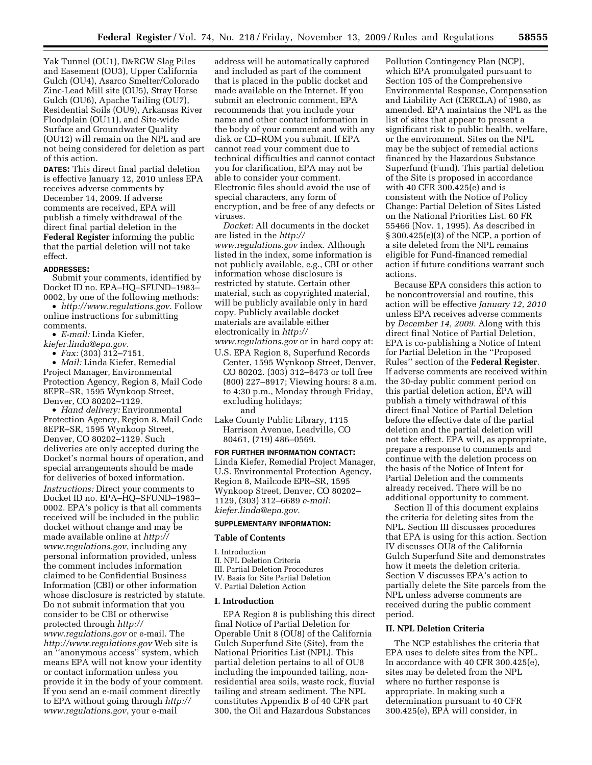Yak Tunnel (OU1), D&RGW Slag Piles and Easement (OU3), Upper California Gulch (OU4), Asarco Smelter/Colorado Zinc-Lead Mill site (OU5), Stray Horse Gulch (OU6), Apache Tailing (OU7), Residential Soils (OU9), Arkansas River Floodplain (OU11), and Site-wide Surface and Groundwater Quality (OU12) will remain on the NPL and are not being considered for deletion as part of this action.

**DATES:** This direct final partial deletion is effective January 12, 2010 unless EPA receives adverse comments by December 14, 2009. If adverse comments are received, EPA will publish a timely withdrawal of the direct final partial deletion in the **Federal Register** informing the public that the partial deletion will not take effect.

**ADDRESSES:**

Submit your comments, identified by Docket ID no. EPA–HQ–SFUND–1983–0002, by one of the following methods:

- *http://www.regulations.gov.* Follow online instructions for submitting comments.
- *E-mail:* Linda Kiefer, *kiefer.linda@epa.gov.*
- *Fax:* (303) 312–7151.
- *Mail:* Linda Kiefer, Remedial Project Manager, Environmental Protection Agency, Region 8, Mail Code 8EPR–SR, 1595 Wynkoop Street, Denver, CO 80202–1129.
- *Hand delivery:* Environmental Protection Agency, Region 8, Mail Code 8EPR–SR, 1595 Wynkoop Street, Denver, CO 80202–1129. Such deliveries are only accepted during the Docket's normal hours of operation, and special arrangements should be made for deliveries of boxed information.

*Instructions:* Direct your comments to Docket ID no. EPA–HQ–SFUND–1983–0002. EPA's policy is that all comments received will be included in the public docket without change and may be made available online at *http://www.regulations.gov*, including any personal information provided, unless the comment includes information claimed to be Confidential Business Information (CBI) or other information whose disclosure is restricted by statute. Do not submit information that you consider to be CBI or otherwise protected through *http://www.regulations.gov* or e-mail. The *http://www.regulations.gov* Web site is an ''anonymous access'' system, which means EPA will not know your identity or contact information unless you provide it in the body of your comment. If you send an e-mail comment directly to EPA without going through *http://www.regulations.gov*, your e-mail address will be automatically captured and included as part of the comment that is placed in the public docket and made available on the Internet. If you submit an electronic comment, EPA recommends that you include your name and other contact information in the body of your comment and with any disk or CD–ROM you submit. If EPA cannot read your comment due to technical difficulties and cannot contact you for clarification, EPA may not be able to consider your comment. Electronic files should avoid the use of special characters, any form of encryption, and be free of any defects or viruses.

*Docket:* All documents in the docket are listed in the *http://www.regulations.gov* index. Although listed in the index, some information is not publicly available, e.g., CBI or other information whose disclosure is restricted by statute. Certain other material, such as copyrighted material, will be publicly available only in hard copy. Publicly available docket materials are available either electronically in *http://www.regulations.gov* or in hard copy at:

U.S. EPA Region 8, Superfund Records Center, 1595 Wynkoop Street, Denver, CO 80202. (303) 312–6473 or toll free (800) 227–8917; Viewing hours: 8 a.m. to 4:30 p.m., Monday through Friday, excluding holidays;

and

Lake County Public Library, 1115 Harrison Avenue, Leadville, CO 80461, (719) 486–0569.

**FOR FURTHER INFORMATION CONTACT:** Linda Kiefer, Remedial Project Manager, U.S. Environmental Protection Agency, Region 8, Mailcode EPR–SR, 1595 Wynkoop Street, Denver, CO 80202–1129, (303) 312–6689 *e-mail: kiefer.linda@epa.gov.*

**SUPPLEMENTARY INFORMATION:**

**Table of Contents**

I. Introduction
II. NPL Deletion Criteria
III. Partial Deletion Procedures
IV. Basis for Site Partial Deletion
V. Partial Deletion Action

## I. Introduction

EPA Region 8 is publishing this direct final Notice of Partial Deletion for Operable Unit 8 (OU8) of the California Gulch Superfund Site (Site), from the National Priorities List (NPL). This partial deletion pertains to all of OU8 including the impounded tailing, non-residential area soils, waste rock, fluvial tailing and stream sediment. The NPL constitutes Appendix B of 40 CFR part 300, the Oil and Hazardous Substances Pollution Contingency Plan (NCP), which EPA promulgated pursuant to Section 105 of the Comprehensive Environmental Response, Compensation and Liability Act (CERCLA) of 1980, as amended. EPA maintains the NPL as the list of sites that appear to present a significant risk to public health, welfare, or the environment. Sites on the NPL may be the subject of remedial actions financed by the Hazardous Substance Superfund (Fund). This partial deletion of the Site is proposed in accordance with 40 CFR 300.425(e) and is consistent with the Notice of Policy Change: Partial Deletion of Sites Listed on the National Priorities List. 60 FR 55466 (Nov. 1, 1995). As described in § 300.425(e)(3) of the NCP, a portion of a site deleted from the NPL remains eligible for Fund-financed remedial action if future conditions warrant such actions.

Because EPA considers this action to be noncontroversial and routine, this action will be effective *January 12, 2010* unless EPA receives adverse comments by *December 14, 2009.* Along with this direct final Notice of Partial Deletion, EPA is co-publishing a Notice of Intent for Partial Deletion in the ''Proposed Rules'' section of the **Federal Register**. If adverse comments are received within the 30-day public comment period on this partial deletion action, EPA will publish a timely withdrawal of this direct final Notice of Partial Deletion before the effective date of the partial deletion and the partial deletion will not take effect. EPA will, as appropriate, prepare a response to comments and continue with the deletion process on the basis of the Notice of Intent for Partial Deletion and the comments already received. There will be no additional opportunity to comment.

Section II of this document explains the criteria for deleting sites from the NPL. Section III discusses procedures that EPA is using for this action. Section IV discusses OU8 of the California Gulch Superfund Site and demonstrates how it meets the deletion criteria. Section V discusses EPA's action to partially delete the Site parcels from the NPL unless adverse comments are received during the public comment period.

## II. NPL Deletion Criteria

The NCP establishes the criteria that EPA uses to delete sites from the NPL. In accordance with 40 CFR 300.425(e), sites may be deleted from the NPL where no further response is appropriate. In making such a determination pursuant to 40 CFR 300.425(e), EPA will consider, in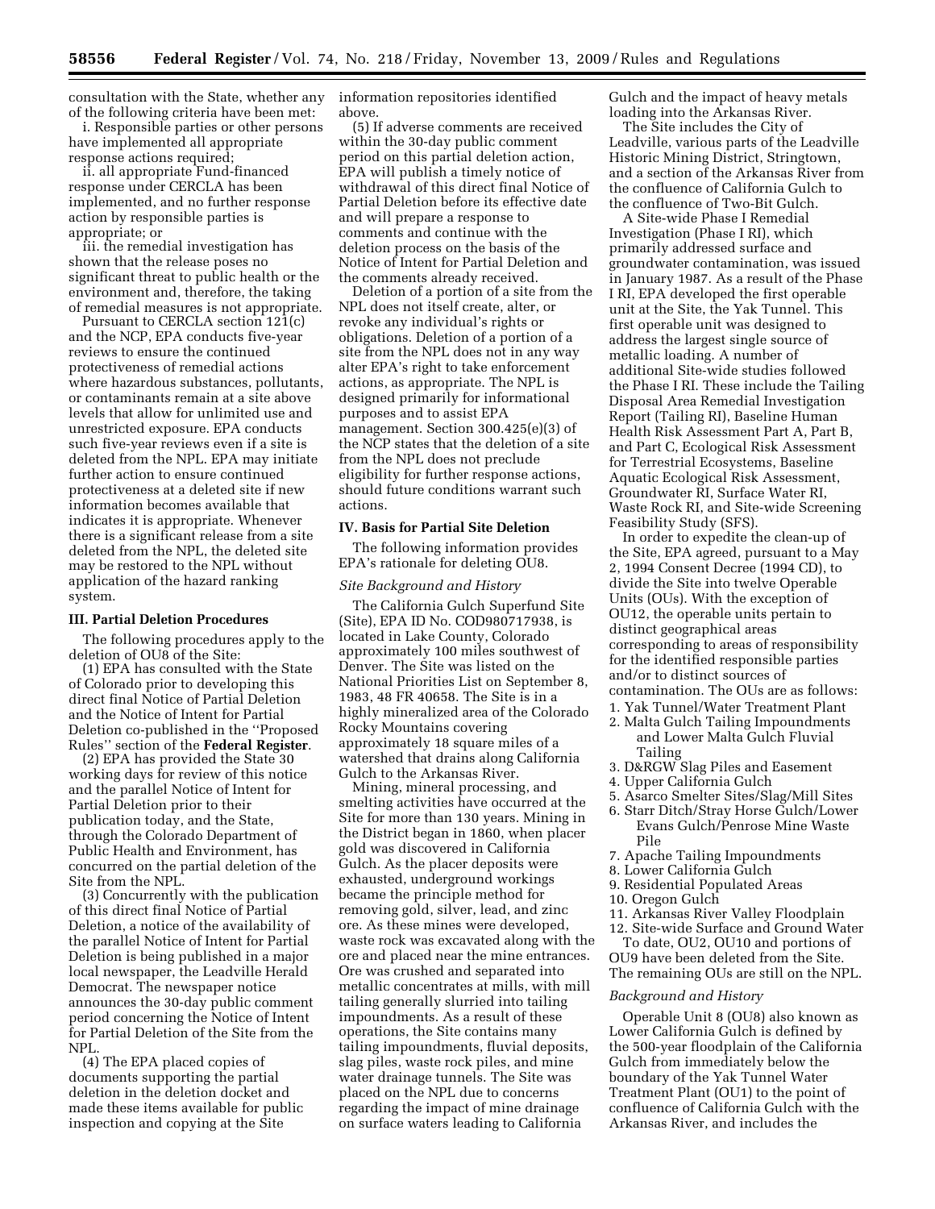consultation with the State, whether any of the following criteria have been met:

i. Responsible parties or other persons have implemented all appropriate response actions required;

ii. all appropriate Fund-financed response under CERCLA has been implemented, and no further response action by responsible parties is appropriate; or

iii. the remedial investigation has shown that the release poses no significant threat to public health or the environment and, therefore, the taking of remedial measures is not appropriate.

Pursuant to CERCLA section 121(c) and the NCP, EPA conducts five-year reviews to ensure the continued protectiveness of remedial actions where hazardous substances, pollutants, or contaminants remain at a site above levels that allow for unlimited use and unrestricted exposure. EPA conducts such five-year reviews even if a site is deleted from the NPL. EPA may initiate further action to ensure continued protectiveness at a deleted site if new information becomes available that indicates it is appropriate. Whenever there is a significant release from a site deleted from the NPL, the deleted site may be restored to the NPL without application of the hazard ranking system.

### III. Partial Deletion Procedures

The following procedures apply to the deletion of OU8 of the Site:

(1) EPA has consulted with the State of Colorado prior to developing this direct final Notice of Partial Deletion and the Notice of Intent for Partial Deletion co-published in the "Proposed Rules" section of the **Federal Register**.

(2) EPA has provided the State 30 working days for review of this notice and the parallel Notice of Intent for Partial Deletion prior to their publication today, and the State, through the Colorado Department of Public Health and Environment, has concurred on the partial deletion of the Site from the NPL.

(3) Concurrently with the publication of this direct final Notice of Partial Deletion, a notice of the availability of the parallel Notice of Intent for Partial Deletion is being published in a major local newspaper, the Leadville Herald Democrat. The newspaper notice announces the 30-day public comment period concerning the Notice of Intent for Partial Deletion of the Site from the NPL.

(4) The EPA placed copies of documents supporting the partial deletion in the deletion docket and made these items available for public inspection and copying at the Site information repositories identified above.

(5) If adverse comments are received within the 30-day public comment period on this partial deletion action, EPA will publish a timely notice of withdrawal of this direct final Notice of Partial Deletion before its effective date and will prepare a response to comments and continue with the deletion process on the basis of the Notice of Intent for Partial Deletion and the comments already received.

Deletion of a portion of a site from the NPL does not itself create, alter, or revoke any individual's rights or obligations. Deletion of a portion of a site from the NPL does not in any way alter EPA's right to take enforcement actions, as appropriate. The NPL is designed primarily for informational purposes and to assist EPA management. Section 300.425(e)(3) of the NCP states that the deletion of a site from the NPL does not preclude eligibility for further response actions, should future conditions warrant such actions.

### IV. Basis for Partial Site Deletion

The following information provides EPA's rationale for deleting OU8.

*Site Background and History*

The California Gulch Superfund Site (Site), EPA ID No. COD980717938, is located in Lake County, Colorado approximately 100 miles southwest of Denver. The Site was listed on the National Priorities List on September 8, 1983, 48 FR 40658. The Site is in a highly mineralized area of the Colorado Rocky Mountains covering approximately 18 square miles of a watershed that drains along California Gulch to the Arkansas River.

Mining, mineral processing, and smelting activities have occurred at the Site for more than 130 years. Mining in the District began in 1860, when placer gold was discovered in California Gulch. As the placer deposits were exhausted, underground workings became the principle method for removing gold, silver, lead, and zinc ore. As these mines were developed, waste rock was excavated along with the ore and placed near the mine entrances. Ore was crushed and separated into metallic concentrates at mills, with mill tailing generally slurried into tailing impoundments. As a result of these operations, the Site contains many tailing impoundments, fluvial deposits, slag piles, waste rock piles, and mine water drainage tunnels. The Site was placed on the NPL due to concerns regarding the impact of mine drainage on surface waters leading to California Gulch and the impact of heavy metals loading into the Arkansas River.

The Site includes the City of Leadville, various parts of the Leadville Historic Mining District, Stringtown, and a section of the Arkansas River from the confluence of California Gulch to the confluence of Two-Bit Gulch.

A Site-wide Phase I Remedial Investigation (Phase I RI), which primarily addressed surface and groundwater contamination, was issued in January 1987. As a result of the Phase I RI, EPA developed the first operable unit at the Site, the Yak Tunnel. This first operable unit was designed to address the largest single source of metallic loading. A number of additional Site-wide studies followed the Phase I RI. These include the Tailing Disposal Area Remedial Investigation Report (Tailing RI), Baseline Human Health Risk Assessment Part A, Part B, and Part C, Ecological Risk Assessment for Terrestrial Ecosystems, Baseline Aquatic Ecological Risk Assessment, Groundwater RI, Surface Water RI, Waste Rock RI, and Site-wide Screening Feasibility Study (SFS).

In order to expedite the clean-up of the Site, EPA agreed, pursuant to a May 2, 1994 Consent Decree (1994 CD), to divide the Site into twelve Operable Units (OUs). With the exception of OU12, the operable units pertain to distinct geographical areas corresponding to areas of responsibility for the identified responsible parties and/or to distinct sources of contamination. The OUs are as follows:

1. Yak Tunnel/Water Treatment Plant
2. Malta Gulch Tailing Impoundments and Lower Malta Gulch Fluvial Tailing
3. D&RGW Slag Piles and Easement
4. Upper California Gulch
5. Asarco Smelter Sites/Slag/Mill Sites
6. Starr Ditch/Stray Horse Gulch/Lower Evans Gulch/Penrose Mine Waste Pile
7. Apache Tailing Impoundments
8. Lower California Gulch
9. Residential Populated Areas
10. Oregon Gulch
11. Arkansas River Valley Floodplain
12. Site-wide Surface and Ground Water

To date, OU2, OU10 and portions of OU9 have been deleted from the Site. The remaining OUs are still on the NPL.

*Background and History*

Operable Unit 8 (OU8) also known as Lower California Gulch is defined by the 500-year floodplain of the California Gulch from immediately below the boundary of the Yak Tunnel Water Treatment Plant (OU1) to the point of confluence of California Gulch with the Arkansas River, and includes the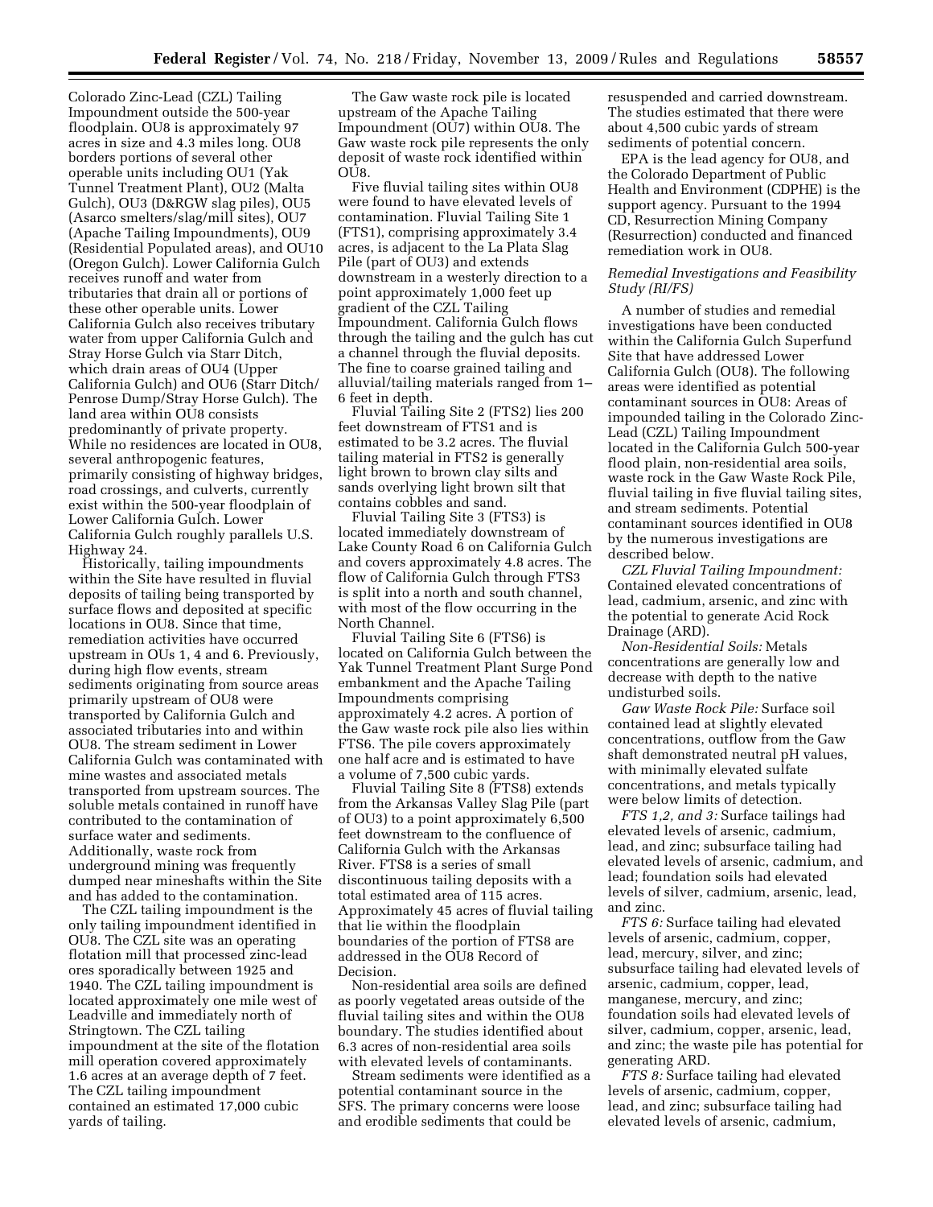Colorado Zinc-Lead (CZL) Tailing Impoundment outside the 500-year floodplain. OU8 is approximately 97 acres in size and 4.3 miles long. OU8 borders portions of several other operable units including OU1 (Yak Tunnel Treatment Plant), OU2 (Malta Gulch), OU3 (D&RGW slag piles), OU5 (Asarco smelters/slag/mill sites), OU7 (Apache Tailing Impoundments), OU9 (Residential Populated areas), and OU10 (Oregon Gulch). Lower California Gulch receives runoff and water from tributaries that drain all or portions of these other operable units. Lower California Gulch also receives tributary water from upper California Gulch and Stray Horse Gulch via Starr Ditch, which drain areas of OU4 (Upper California Gulch) and OU6 (Starr Ditch/Penrose Dump/Stray Horse Gulch). The land area within OU8 consists predominantly of private property. While no residences are located in OU8, several anthropogenic features, primarily consisting of highway bridges, road crossings, and culverts, currently exist within the 500-year floodplain of Lower California Gulch. Lower California Gulch roughly parallels U.S. Highway 24.

Historically, tailing impoundments within the Site have resulted in fluvial deposits of tailing being transported by surface flows and deposited at specific locations in OU8. Since that time, remediation activities have occurred upstream in OUs 1, 4 and 6. Previously, during high flow events, stream sediments originating from source areas primarily upstream of OU8 were transported by California Gulch and associated tributaries into and within OU8. The stream sediment in Lower California Gulch was contaminated with mine wastes and associated metals transported from upstream sources. The soluble metals contained in runoff have contributed to the contamination of surface water and sediments. Additionally, waste rock from underground mining was frequently dumped near mineshafts within the Site and has added to the contamination.

The CZL tailing impoundment is the only tailing impoundment identified in OU8. The CZL site was an operating flotation mill that processed zinc-lead ores sporadically between 1925 and 1940. The CZL tailing impoundment is located approximately one mile west of Leadville and immediately north of Stringtown. The CZL tailing impoundment at the site of the flotation mill operation covered approximately 1.6 acres at an average depth of 7 feet. The CZL tailing impoundment contained an estimated 17,000 cubic yards of tailing.

The Gaw waste rock pile is located upstream of the Apache Tailing Impoundment (OU7) within OU8. The Gaw waste rock pile represents the only deposit of waste rock identified within OU8.

Five fluvial tailing sites within OU8 were found to have elevated levels of contamination. Fluvial Tailing Site 1 (FTS1), comprising approximately 3.4 acres, is adjacent to the La Plata Slag Pile (part of OU3) and extends downstream in a westerly direction to a point approximately 1,000 feet up gradient of the CZL Tailing Impoundment. California Gulch flows through the tailing and the gulch has cut a channel through the fluvial deposits. The fine to coarse grained tailing and alluvial/tailing materials ranged from 1–6 feet in depth.

Fluvial Tailing Site 2 (FTS2) lies 200 feet downstream of FTS1 and is estimated to be 3.2 acres. The fluvial tailing material in FTS2 is generally light brown to brown clay silts and sands overlying light brown silt that contains cobbles and sand.

Fluvial Tailing Site 3 (FTS3) is located immediately downstream of Lake County Road 6 on California Gulch and covers approximately 4.8 acres. The flow of California Gulch through FTS3 is split into a north and south channel, with most of the flow occurring in the North Channel.

Fluvial Tailing Site 6 (FTS6) is located on California Gulch between the Yak Tunnel Treatment Plant Surge Pond embankment and the Apache Tailing Impoundments comprising approximately 4.2 acres. A portion of the Gaw waste rock pile also lies within FTS6. The pile covers approximately one half acre and is estimated to have a volume of 7,500 cubic yards.

Fluvial Tailing Site 8 (FTS8) extends from the Arkansas Valley Slag Pile (part of OU3) to a point approximately 6,500 feet downstream to the confluence of California Gulch with the Arkansas River. FTS8 is a series of small discontinuous tailing deposits with a total estimated area of 115 acres. Approximately 45 acres of fluvial tailing that lie within the floodplain boundaries of the portion of FTS8 are addressed in the OU8 Record of Decision.

Non-residential area soils are defined as poorly vegetated areas outside of the fluvial tailing sites and within the OU8 boundary. The studies identified about 6.3 acres of non-residential area soils with elevated levels of contaminants.

Stream sediments were identified as a potential contaminant source in the SFS. The primary concerns were loose and erodible sediments that could be resuspended and carried downstream. The studies estimated that there were about 4,500 cubic yards of stream sediments of potential concern.

EPA is the lead agency for OU8, and the Colorado Department of Public Health and Environment (CDPHE) is the support agency. Pursuant to the 1994 CD, Resurrection Mining Company (Resurrection) conducted and financed remediation work in OU8.

*Remedial Investigations and Feasibility Study (RI/FS)*

A number of studies and remedial investigations have been conducted within the California Gulch Superfund Site that have addressed Lower California Gulch (OU8). The following areas were identified as potential contaminant sources in OU8: Areas of impounded tailing in the Colorado Zinc-Lead (CZL) Tailing Impoundment located in the California Gulch 500-year flood plain, non-residential area soils, waste rock in the Gaw Waste Rock Pile, fluvial tailing in five fluvial tailing sites, and stream sediments. Potential contaminant sources identified in OU8 by the numerous investigations are described below.

*CZL Fluvial Tailing Impoundment:* Contained elevated concentrations of lead, cadmium, arsenic, and zinc with the potential to generate Acid Rock Drainage (ARD).

*Non-Residential Soils:* Metals concentrations are generally low and decrease with depth to the native undisturbed soils.

*Gaw Waste Rock Pile:* Surface soil contained lead at slightly elevated concentrations, outflow from the Gaw shaft demonstrated neutral pH values, with minimally elevated sulfate concentrations, and metals typically were below limits of detection.

*FTS 1,2, and 3:* Surface tailings had elevated levels of arsenic, cadmium, lead, and zinc; subsurface tailing had elevated levels of arsenic, cadmium, and lead; foundation soils had elevated levels of silver, cadmium, arsenic, lead, and zinc.

*FTS 6:* Surface tailing had elevated levels of arsenic, cadmium, copper, lead, mercury, silver, and zinc; subsurface tailing had elevated levels of arsenic, cadmium, copper, lead, manganese, mercury, and zinc; foundation soils had elevated levels of silver, cadmium, copper, arsenic, lead, and zinc; the waste pile has potential for generating ARD.

*FTS 8:* Surface tailing had elevated levels of arsenic, cadmium, copper, lead, and zinc; subsurface tailing had elevated levels of arsenic, cadmium,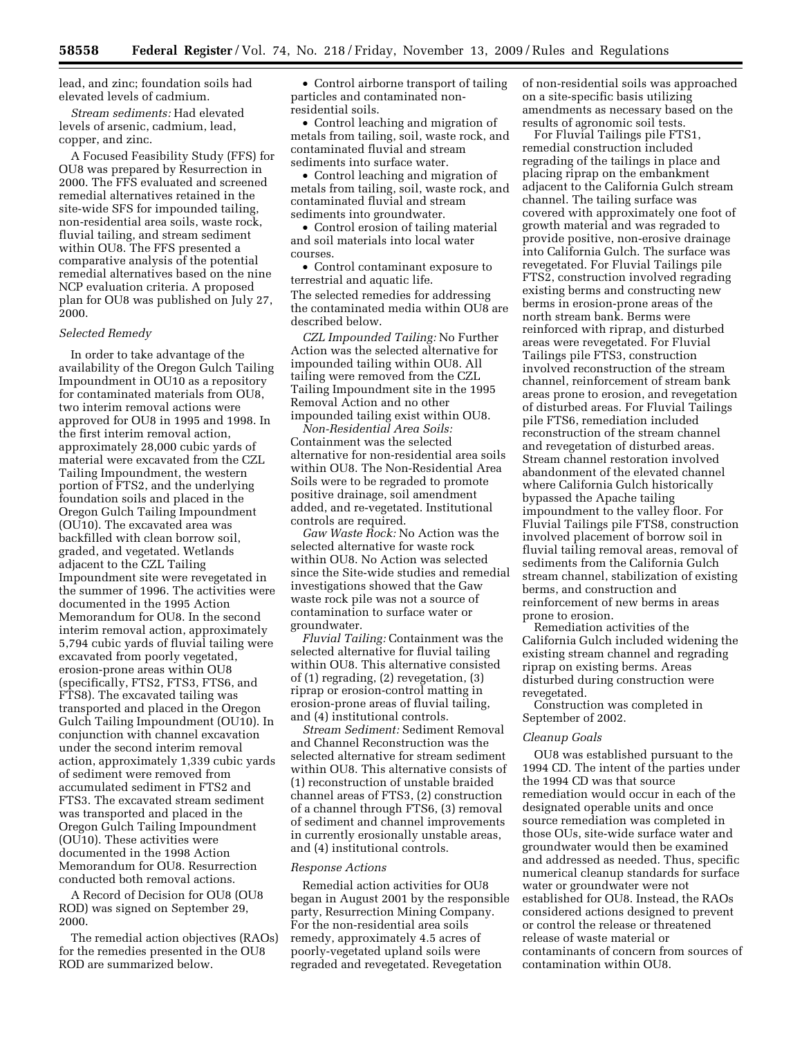lead, and zinc; foundation soils had elevated levels of cadmium.

*Stream sediments:* Had elevated levels of arsenic, cadmium, lead, copper, and zinc.

A Focused Feasibility Study (FFS) for OU8 was prepared by Resurrection in 2000. The FFS evaluated and screened remedial alternatives retained in the site-wide SFS for impounded tailing, non-residential area soils, waste rock, fluvial tailing, and stream sediment within OU8. The FFS presented a comparative analysis of the potential remedial alternatives based on the nine NCP evaluation criteria. A proposed plan for OU8 was published on July 27, 2000.

*Selected Remedy*

In order to take advantage of the availability of the Oregon Gulch Tailing Impoundment in OU10 as a repository for contaminated materials from OU8, two interim removal actions were approved for OU8 in 1995 and 1998. In the first interim removal action, approximately 28,000 cubic yards of material were excavated from the CZL Tailing Impoundment, the western portion of FTS2, and the underlying foundation soils and placed in the Oregon Gulch Tailing Impoundment (OU10). The excavated area was backfilled with clean borrow soil, graded, and vegetated. Wetlands adjacent to the CZL Tailing Impoundment site were revegetated in the summer of 1996. The activities were documented in the 1995 Action Memorandum for OU8. In the second interim removal action, approximately 5,794 cubic yards of fluvial tailing were excavated from poorly vegetated, erosion-prone areas within OU8 (specifically, FTS2, FTS3, FTS6, and FTS8). The excavated tailing was transported and placed in the Oregon Gulch Tailing Impoundment (OU10). In conjunction with channel excavation under the second interim removal action, approximately 1,339 cubic yards of sediment were removed from accumulated sediment in FTS2 and FTS3. The excavated stream sediment was transported and placed in the Oregon Gulch Tailing Impoundment (OU10). These activities were documented in the 1998 Action Memorandum for OU8. Resurrection conducted both removal actions.

A Record of Decision for OU8 (OU8 ROD) was signed on September 29, 2000.

The remedial action objectives (RAOs) for the remedies presented in the OU8 ROD are summarized below.

- Control airborne transport of tailing particles and contaminated non-residential soils.
- Control leaching and migration of metals from tailing, soil, waste rock, and contaminated fluvial and stream sediments into surface water.
- Control leaching and migration of metals from tailing, soil, waste rock, and contaminated fluvial and stream sediments into groundwater.
- Control erosion of tailing material and soil materials into local water courses.
- Control contaminant exposure to terrestrial and aquatic life.

The selected remedies for addressing the contaminated media within OU8 are described below.

*CZL Impounded Tailing:* No Further Action was the selected alternative for impounded tailing within OU8. All tailing were removed from the CZL Tailing Impoundment site in the 1995 Removal Action and no other impounded tailing exist within OU8.

*Non-Residential Area Soils:* Containment was the selected alternative for non-residential area soils within OU8. The Non-Residential Area Soils were to be regraded to promote positive drainage, soil amendment added, and re-vegetated. Institutional controls are required.

*Gaw Waste Rock:* No Action was the selected alternative for waste rock within OU8. No Action was selected since the Site-wide studies and remedial investigations showed that the Gaw waste rock pile was not a source of contamination to surface water or groundwater.

*Fluvial Tailing:* Containment was the selected alternative for fluvial tailing within OU8. This alternative consisted of (1) regrading, (2) revegetation, (3) riprap or erosion-control matting in erosion-prone areas of fluvial tailing, and (4) institutional controls.

*Stream Sediment:* Sediment Removal and Channel Reconstruction was the selected alternative for stream sediment within OU8. This alternative consists of (1) reconstruction of unstable braided channel areas of FTS3, (2) construction of a channel through FTS6, (3) removal of sediment and channel improvements in currently erosionally unstable areas, and (4) institutional controls.

*Response Actions*

Remedial action activities for OU8 began in August 2001 by the responsible party, Resurrection Mining Company. For the non-residential area soils remedy, approximately 4.5 acres of poorly-vegetated upland soils were regraded and revegetated. Revegetation of non-residential soils was approached on a site-specific basis utilizing amendments as necessary based on the results of agronomic soil tests.

For Fluvial Tailings pile FTS1, remedial construction included regrading of the tailings in place and placing riprap on the embankment adjacent to the California Gulch stream channel. The tailing surface was covered with approximately one foot of growth material and was regraded to provide positive, non-erosive drainage into California Gulch. The surface was revegetated. For Fluvial Tailings pile FTS2, construction involved regrading existing berms and constructing new berms in erosion-prone areas of the north stream bank. Berms were reinforced with riprap, and disturbed areas were revegetated. For Fluvial Tailings pile FTS3, construction involved reconstruction of the stream channel, reinforcement of stream bank areas prone to erosion, and revegetation of disturbed areas. For Fluvial Tailings pile FTS6, remediation included reconstruction of the stream channel and revegetation of disturbed areas. Stream channel restoration involved abandonment of the elevated channel where California Gulch historically bypassed the Apache tailing impoundment to the valley floor. For Fluvial Tailings pile FTS8, construction involved placement of borrow soil in fluvial tailing removal areas, removal of sediments from the California Gulch stream channel, stabilization of existing berms, and construction and reinforcement of new berms in areas prone to erosion.

Remediation activities of the California Gulch included widening the existing stream channel and regrading riprap on existing berms. Areas disturbed during construction were revegetated.

Construction was completed in September of 2002.

*Cleanup Goals*

OU8 was established pursuant to the 1994 CD. The intent of the parties under the 1994 CD was that source remediation would occur in each of the designated operable units and once source remediation was completed in those OUs, site-wide surface water and groundwater would then be examined and addressed as needed. Thus, specific numerical cleanup standards for surface water or groundwater were not established for OU8. Instead, the RAOs considered actions designed to prevent or control the release or threatened release of waste material or contaminants of concern from sources of contamination within OU8.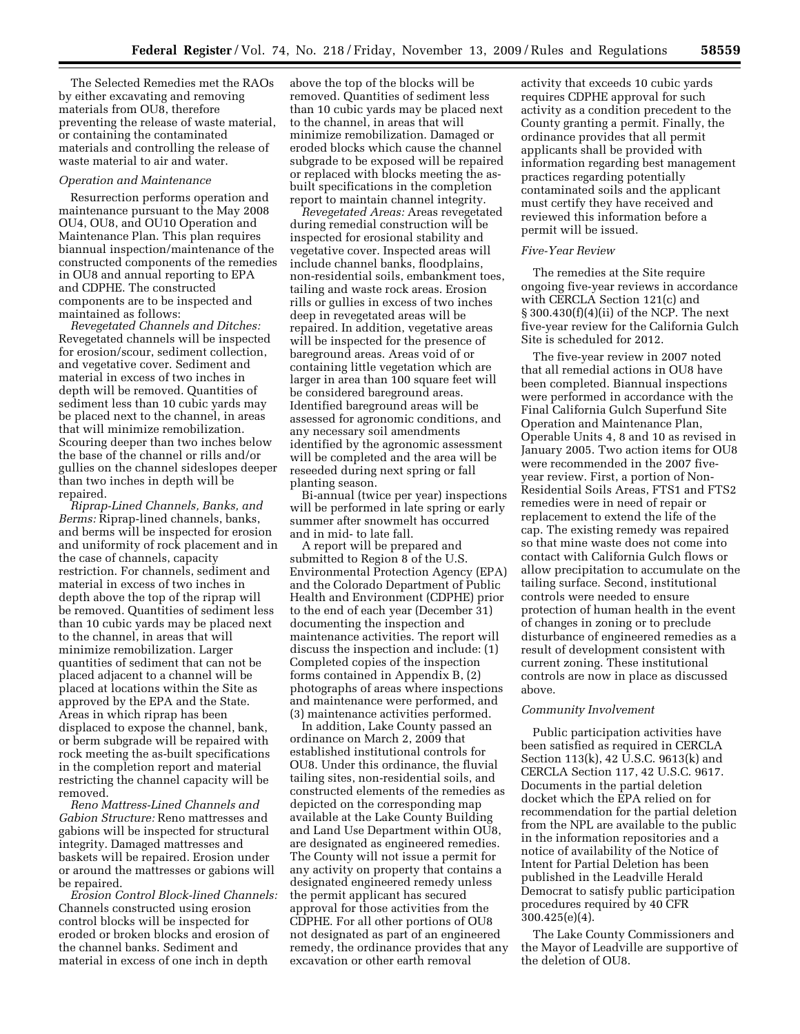The Selected Remedies met the RAOs by either excavating and removing materials from OU8, therefore preventing the release of waste material, or containing the contaminated materials and controlling the release of waste material to air and water.

*Operation and Maintenance*

Resurrection performs operation and maintenance pursuant to the May 2008 OU4, OU8, and OU10 Operation and Maintenance Plan. This plan requires biannual inspection/maintenance of the constructed components of the remedies in OU8 and annual reporting to EPA and CDPHE. The constructed components are to be inspected and maintained as follows:

*Revegetated Channels and Ditches:* Revegetated channels will be inspected for erosion/scour, sediment collection, and vegetative cover. Sediment and material in excess of two inches in depth will be removed. Quantities of sediment less than 10 cubic yards may be placed next to the channel, in areas that will minimize remobilization. Scouring deeper than two inches below the base of the channel or rills and/or gullies on the channel sideslopes deeper than two inches in depth will be repaired.

*Riprap-Lined Channels, Banks, and Berms:* Riprap-lined channels, banks, and berms will be inspected for erosion and uniformity of rock placement and in the case of channels, capacity restriction. For channels, sediment and material in excess of two inches in depth above the top of the riprap will be removed. Quantities of sediment less than 10 cubic yards may be placed next to the channel, in areas that will minimize remobilization. Larger quantities of sediment that can not be placed adjacent to a channel will be placed at locations within the Site as approved by the EPA and the State. Areas in which riprap has been displaced to expose the channel, bank, or berm subgrade will be repaired with rock meeting the as-built specifications in the completion report and material restricting the channel capacity will be removed.

*Reno Mattress-Lined Channels and Gabion Structure:* Reno mattresses and gabions will be inspected for structural integrity. Damaged mattresses and baskets will be repaired. Erosion under or around the mattresses or gabions will be repaired.

*Erosion Control Block-lined Channels:* Channels constructed using erosion control blocks will be inspected for eroded or broken blocks and erosion of the channel banks. Sediment and material in excess of one inch in depth above the top of the blocks will be removed. Quantities of sediment less than 10 cubic yards may be placed next to the channel, in areas that will minimize remobilization. Damaged or eroded blocks which cause the channel subgrade to be exposed will be repaired or replaced with blocks meeting the as-built specifications in the completion report to maintain channel integrity.

*Revegetated Areas:* Areas revegetated during remedial construction will be inspected for erosional stability and vegetative cover. Inspected areas will include channel banks, floodplains, non-residential soils, embankment toes, tailing and waste rock areas. Erosion rills or gullies in excess of two inches deep in revegetated areas will be repaired. In addition, vegetative areas will be inspected for the presence of bareground areas. Areas void of or containing little vegetation which are larger in area than 100 square feet will be considered bareground areas. Identified bareground areas will be assessed for agronomic conditions, and any necessary soil amendments identified by the agronomic assessment will be completed and the area will be reseeded during next spring or fall planting season.

Bi-annual (twice per year) inspections will be performed in late spring or early summer after snowmelt has occurred and in mid- to late fall.

A report will be prepared and submitted to Region 8 of the U.S. Environmental Protection Agency (EPA) and the Colorado Department of Public Health and Environment (CDPHE) prior to the end of each year (December 31) documenting the inspection and maintenance activities. The report will discuss the inspection and include: (1) Completed copies of the inspection forms contained in Appendix B, (2) photographs of areas where inspections and maintenance were performed, and (3) maintenance activities performed.

In addition, Lake County passed an ordinance on March 2, 2009 that established institutional controls for OU8. Under this ordinance, the fluvial tailing sites, non-residential soils, and constructed elements of the remedies as depicted on the corresponding map available at the Lake County Building and Land Use Department within OU8, are designated as engineered remedies. The County will not issue a permit for any activity on property that contains a designated engineered remedy unless the permit applicant has secured approval for those activities from the CDPHE. For all other portions of OU8 not designated as part of an engineered remedy, the ordinance provides that any excavation or other earth removal activity that exceeds 10 cubic yards requires CDPHE approval for such activity as a condition precedent to the County granting a permit. Finally, the ordinance provides that all permit applicants shall be provided with information regarding best management practices regarding potentially contaminated soils and the applicant must certify they have received and reviewed this information before a permit will be issued.

*Five-Year Review*

The remedies at the Site require ongoing five-year reviews in accordance with CERCLA Section 121(c) and § 300.430(f)(4)(ii) of the NCP. The next five-year review for the California Gulch Site is scheduled for 2012.

The five-year review in 2007 noted that all remedial actions in OU8 have been completed. Biannual inspections were performed in accordance with the Final California Gulch Superfund Site Operation and Maintenance Plan, Operable Units 4, 8 and 10 as revised in January 2005. Two action items for OU8 were recommended in the 2007 five-year review. First, a portion of Non-Residential Soils Areas, FTS1 and FTS2 remedies were in need of repair or replacement to extend the life of the cap. The existing remedy was repaired so that mine waste does not come into contact with California Gulch flows or allow precipitation to accumulate on the tailing surface. Second, institutional controls were needed to ensure protection of human health in the event of changes in zoning or to preclude disturbance of engineered remedies as a result of development consistent with current zoning. These institutional controls are now in place as discussed above.

*Community Involvement*

Public participation activities have been satisfied as required in CERCLA Section 113(k), 42 U.S.C. 9613(k) and CERCLA Section 117, 42 U.S.C. 9617. Documents in the partial deletion docket which the EPA relied on for recommendation for the partial deletion from the NPL are available to the public in the information repositories and a notice of availability of the Notice of Intent for Partial Deletion has been published in the Leadville Herald Democrat to satisfy public participation procedures required by 40 CFR 300.425(e)(4).

The Lake County Commissioners and the Mayor of Leadville are supportive of the deletion of OU8.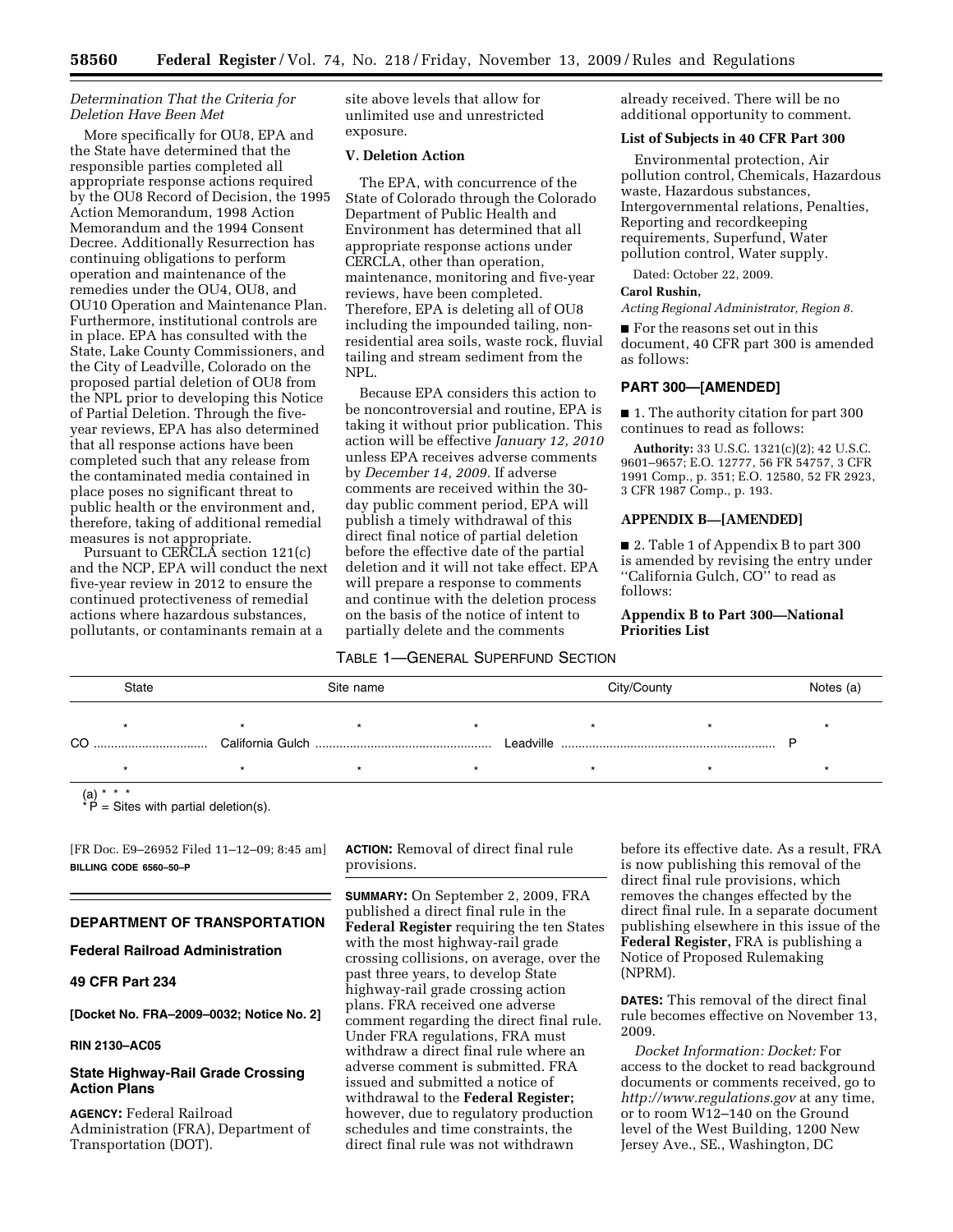*Determination That the Criteria for Deletion Have Been Met*

More specifically for OU8, EPA and the State have determined that the responsible parties completed all appropriate response actions required by the OU8 Record of Decision, the 1995 Action Memorandum, 1998 Action Memorandum and the 1994 Consent Decree. Additionally Resurrection has continuing obligations to perform operation and maintenance of the remedies under the OU4, OU8, and OU10 Operation and Maintenance Plan. Furthermore, institutional controls are in place. EPA has consulted with the State, Lake County Commissioners, and the City of Leadville, Colorado on the proposed partial deletion of OU8 from the NPL prior to developing this Notice of Partial Deletion. Through the five-year reviews, EPA has also determined that all response actions have been completed such that any release from the contaminated media contained in place poses no significant threat to public health or the environment and, therefore, taking of additional remedial measures is not appropriate.

Pursuant to CERCLA section 121(c) and the NCP, EPA will conduct the next five-year review in 2012 to ensure the continued protectiveness of remedial actions where hazardous substances, pollutants, or contaminants remain at a site above levels that allow for unlimited use and unrestricted exposure.

### V. Deletion Action

The EPA, with concurrence of the State of Colorado through the Colorado Department of Public Health and Environment has determined that all appropriate response actions under CERCLA, other than operation, maintenance, monitoring and five-year reviews, have been completed. Therefore, EPA is deleting all of OU8 including the impounded tailing, non-residential area soils, waste rock, fluvial tailing and stream sediment from the NPL.

Because EPA considers this action to be noncontroversial and routine, EPA is taking it without prior publication. This action will be effective *January 12, 2010* unless EPA receives adverse comments by *December 14, 2009*. If adverse comments are received within the 30-day public comment period, EPA will publish a timely withdrawal of this direct final notice of partial deletion before the effective date of the partial deletion and it will not take effect. EPA will prepare a response to comments and continue with the deletion process on the basis of the notice of intent to partially delete and the comments already received. There will be no additional opportunity to comment.

### List of Subjects in 40 CFR Part 300

Environmental protection, Air pollution control, Chemicals, Hazardous waste, Hazardous substances, Intergovernmental relations, Penalties, Reporting and recordkeeping requirements, Superfund, Water pollution control, Water supply.

Dated: October 22, 2009.

**Carol Rushin,**

*Acting Regional Administrator, Region 8.*

■ For the reasons set out in this document, 40 CFR part 300 is amended as follows:

## PART 300—[AMENDED]

■ 1. The authority citation for part 300 continues to read as follows:

**Authority:** 33 U.S.C. 1321(c)(2); 42 U.S.C. 9601–9657; E.O. 12777, 56 FR 54757, 3 CFR 1991 Comp., p. 351; E.O. 12580, 52 FR 2923, 3 CFR 1987 Comp., p. 193.

## APPENDIX B—[AMENDED]

■ 2. Table 1 of Appendix B to part 300 is amended by revising the entry under ''California Gulch, CO'' to read as follows:

### Appendix B to Part 300—National Priorities List

TABLE 1—GENERAL SUPERFUND SECTION

| State | Site name | City/County | Notes (a) |
|---|---|---|---|
| * | * | * | * |
| CO | California Gulch | Leadville | P |
| * | * | * | * |

(a) * * *
*P = Sites with partial deletion(s).

[FR Doc. E9–26952 Filed 11–12–09; 8:45 am]

**BILLING CODE 6560–50–P**

## DEPARTMENT OF TRANSPORTATION

### Federal Railroad Administration

### 49 CFR Part 234

**[Docket No. FRA–2009–0032; Notice No. 2]**

**RIN 2130–AC05**

### State Highway-Rail Grade Crossing Action Plans

**AGENCY:** Federal Railroad Administration (FRA), Department of Transportation (DOT).

**ACTION:** Removal of direct final rule provisions.

**SUMMARY:** On September 2, 2009, FRA published a direct final rule in the **Federal Register** requiring the ten States with the most highway-rail grade crossing collisions, on average, over the past three years, to develop State highway-rail grade crossing action plans. FRA received one adverse comment regarding the direct final rule. Under FRA regulations, FRA must withdraw a direct final rule where an adverse comment is submitted. FRA issued and submitted a notice of withdrawal to the **Federal Register;** however, due to regulatory production schedules and time constraints, the direct final rule was not withdrawn before its effective date. As a result, FRA is now publishing this removal of the direct final rule provisions, which removes the changes effected by the direct final rule. In a separate document publishing elsewhere in this issue of the **Federal Register,** FRA is publishing a Notice of Proposed Rulemaking (NPRM).

**DATES:** This removal of the direct final rule becomes effective on November 13, 2009.

*Docket Information: Docket:* For access to the docket to read background documents or comments received, go to *http://www.regulations.gov* at any time, or to room W12–140 on the Ground level of the West Building, 1200 New Jersey Ave., SE., Washington, DC